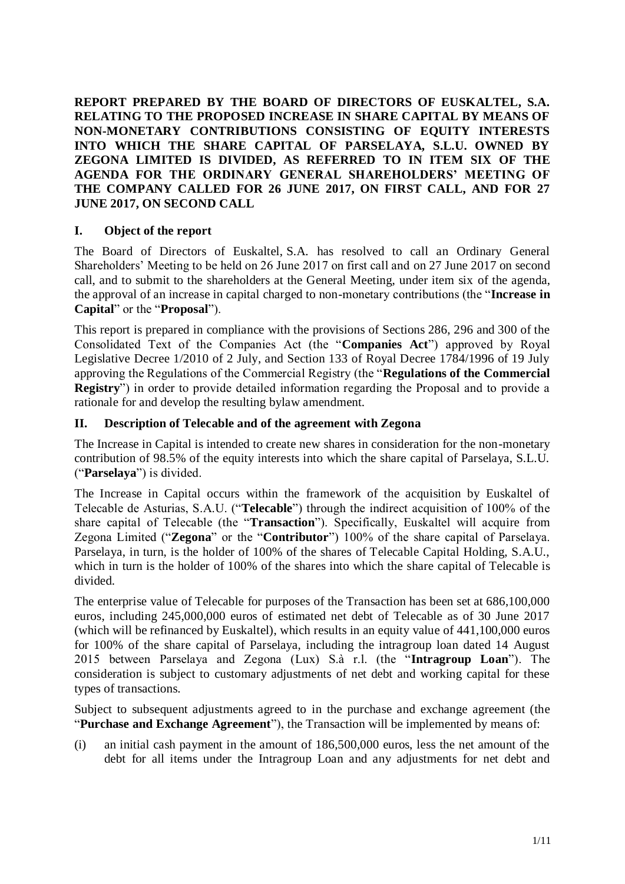**REPORT PREPARED BY THE BOARD OF DIRECTORS OF EUSKALTEL, S.A. RELATING TO THE PROPOSED INCREASE IN SHARE CAPITAL BY MEANS OF NON-MONETARY CONTRIBUTIONS CONSISTING OF EQUITY INTERESTS INTO WHICH THE SHARE CAPITAL OF PARSELAYA, S.L.U. OWNED BY ZEGONA LIMITED IS DIVIDED, AS REFERRED TO IN ITEM SIX OF THE AGENDA FOR THE ORDINARY GENERAL SHAREHOLDERS' MEETING OF THE COMPANY CALLED FOR 26 JUNE 2017, ON FIRST CALL, AND FOR 27 JUNE 2017, ON SECOND CALL**

## I. Object of the report

The Board of Directors of Euskaltel, S.A. has resolved to call an Ordinary General Shareholders' Meeting to be held on 26 June 2017 on first call and on 27 June 2017 on second call, and to submit to the shareholders at the General Meeting, under item six of the agenda, the approval of an increase in capital charged to non-monetary contributions (the "**Increase in Capital**" or the "**Proposal**").

This report is prepared in compliance with the provisions of Sections 286, 296 and 300 of the Consolidated Text of the Companies Act (the "**Companies Act**") approved by Royal Legislative Decree 1/2010 of 2 July, and Section 133 of Royal Decree 1784/1996 of 19 July approving the Regulations of the Commercial Registry (the "**Regulations of the Commercial Registry**") in order to provide detailed information regarding the Proposal and to provide a rationale for and develop the resulting bylaw amendment.

## II. Description of Telecable and of the agreement with Zegona

The Increase in Capital is intended to create new shares in consideration for the non-monetary contribution of 98.5% of the equity interests into which the share capital of Parselaya, S.L.U. ("**Parselaya**") is divided.

The Increase in Capital occurs within the framework of the acquisition by Euskaltel of Telecable de Asturias, S.A.U. ("**Telecable**") through the indirect acquisition of 100% of the share capital of Telecable (the "**Transaction**"). Specifically, Euskaltel will acquire from Zegona Limited ("**Zegona**" or the "**Contributor**") 100% of the share capital of Parselaya. Parselaya, in turn, is the holder of 100% of the shares of Telecable Capital Holding, S.A.U., which in turn is the holder of 100% of the shares into which the share capital of Telecable is divided.

The enterprise value of Telecable for purposes of the Transaction has been set at 686,100,000 euros, including 245,000,000 euros of estimated net debt of Telecable as of 30 June 2017 (which will be refinanced by Euskaltel), which results in an equity value of 441,100,000 euros for 100% of the share capital of Parselaya, including the intragroup loan dated 14 August 2015 between Parselaya and Zegona (Lux) S.à r.l. (the "**Intragroup Loan**"). The consideration is subject to customary adjustments of net debt and working capital for these types of transactions.

Subject to subsequent adjustments agreed to in the purchase and exchange agreement (the "**Purchase and Exchange Agreement**"), the Transaction will be implemented by means of:

(i) an initial cash payment in the amount of 186,500,000 euros, less the net amount of the debt for all items under the Intragroup Loan and any adjustments for net debt and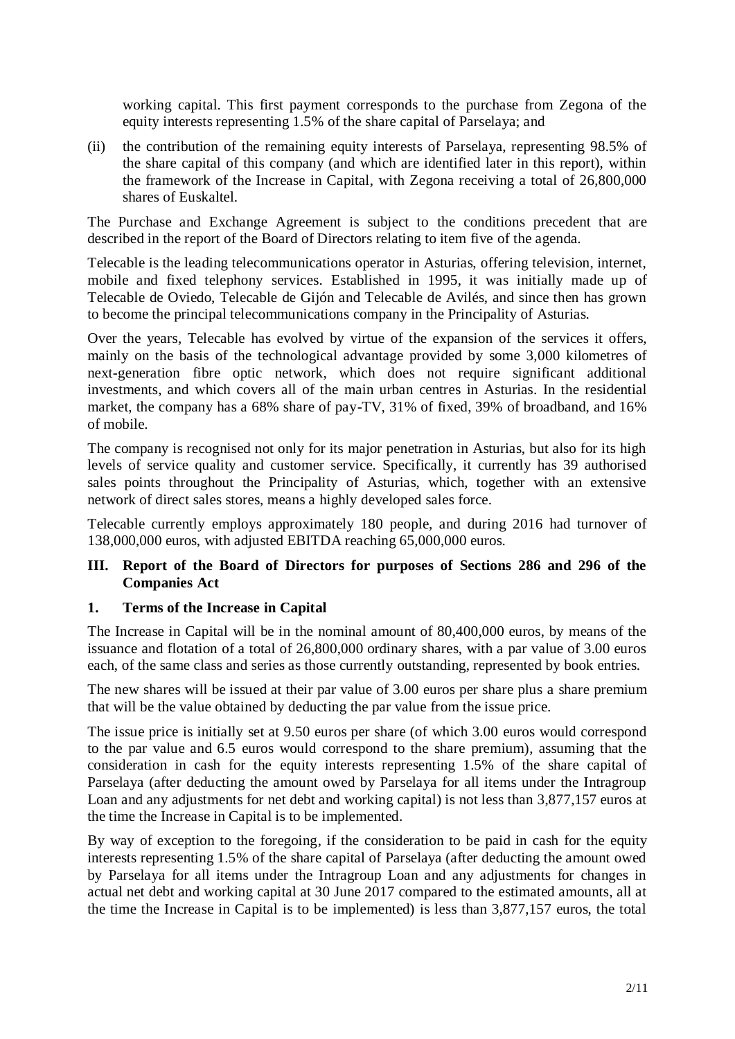working capital. This first payment corresponds to the purchase from Zegona of the equity interests representing 1.5% of the share capital of Parselaya; and

(ii) the contribution of the remaining equity interests of Parselaya, representing 98.5% of the share capital of this company (and which are identified later in this report), within the framework of the Increase in Capital, with Zegona receiving a total of 26,800,000 shares of Euskaltel.

The Purchase and Exchange Agreement is subject to the conditions precedent that are described in the report of the Board of Directors relating to item five of the agenda.

Telecable is the leading telecommunications operator in Asturias, offering television, internet, mobile and fixed telephony services. Established in 1995, it was initially made up of Telecable de Oviedo, Telecable de Gijón and Telecable de Avilés, and since then has grown to become the principal telecommunications company in the Principality of Asturias.

Over the years, Telecable has evolved by virtue of the expansion of the services it offers, mainly on the basis of the technological advantage provided by some 3,000 kilometres of next-generation fibre optic network, which does not require significant additional investments, and which covers all of the main urban centres in Asturias. In the residential market, the company has a 68% share of pay-TV, 31% of fixed, 39% of broadband, and 16% of mobile.

The company is recognised not only for its major penetration in Asturias, but also for its high levels of service quality and customer service. Specifically, it currently has 39 authorised sales points throughout the Principality of Asturias, which, together with an extensive network of direct sales stores, means a highly developed sales force.

Telecable currently employs approximately 180 people, and during 2016 had turnover of 138,000,000 euros, with adjusted EBITDA reaching 65,000,000 euros.

## III. Report of the Board of Directors for purposes of Sections 286 and 296 of the Companies Act

### 1. Terms of the Increase in Capital

The Increase in Capital will be in the nominal amount of 80,400,000 euros, by means of the issuance and flotation of a total of 26,800,000 ordinary shares, with a par value of 3.00 euros each, of the same class and series as those currently outstanding, represented by book entries.

The new shares will be issued at their par value of 3.00 euros per share plus a share premium that will be the value obtained by deducting the par value from the issue price.

The issue price is initially set at 9.50 euros per share (of which 3.00 euros would correspond to the par value and 6.5 euros would correspond to the share premium), assuming that the consideration in cash for the equity interests representing 1.5% of the share capital of Parselaya (after deducting the amount owed by Parselaya for all items under the Intragroup Loan and any adjustments for net debt and working capital) is not less than 3,877,157 euros at the time the Increase in Capital is to be implemented.

By way of exception to the foregoing, if the consideration to be paid in cash for the equity interests representing 1.5% of the share capital of Parselaya (after deducting the amount owed by Parselaya for all items under the Intragroup Loan and any adjustments for changes in actual net debt and working capital at 30 June 2017 compared to the estimated amounts, all at the time the Increase in Capital is to be implemented) is less than 3,877,157 euros, the total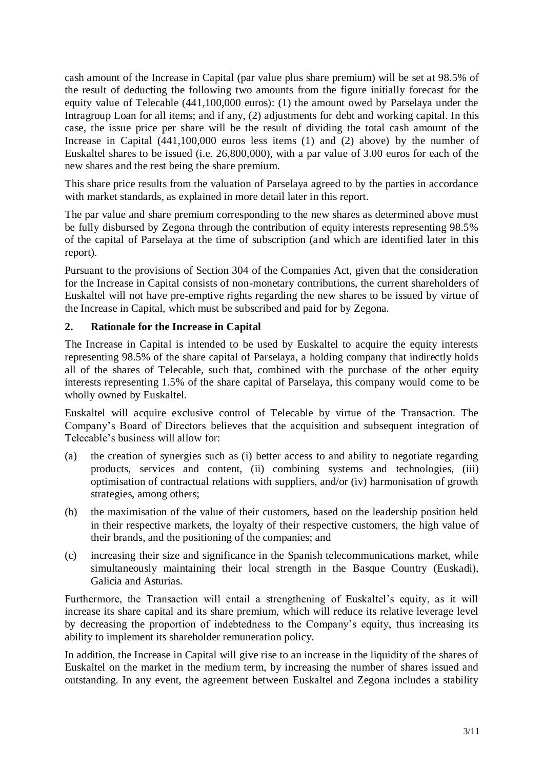cash amount of the Increase in Capital (par value plus share premium) will be set at 98.5% of the result of deducting the following two amounts from the figure initially forecast for the equity value of Telecable (441,100,000 euros): (1) the amount owed by Parselaya under the Intragroup Loan for all items; and if any, (2) adjustments for debt and working capital. In this case, the issue price per share will be the result of dividing the total cash amount of the Increase in Capital (441,100,000 euros less items (1) and (2) above) by the number of Euskaltel shares to be issued (i.e. 26,800,000), with a par value of 3.00 euros for each of the new shares and the rest being the share premium.

This share price results from the valuation of Parselaya agreed to by the parties in accordance with market standards, as explained in more detail later in this report.

The par value and share premium corresponding to the new shares as determined above must be fully disbursed by Zegona through the contribution of equity interests representing 98.5% of the capital of Parselaya at the time of subscription (and which are identified later in this report).

Pursuant to the provisions of Section 304 of the Companies Act, given that the consideration for the Increase in Capital consists of non-monetary contributions, the current shareholders of Euskaltel will not have pre-emptive rights regarding the new shares to be issued by virtue of the Increase in Capital, which must be subscribed and paid for by Zegona.

## 2. Rationale for the Increase in Capital

The Increase in Capital is intended to be used by Euskaltel to acquire the equity interests representing 98.5% of the share capital of Parselaya, a holding company that indirectly holds all of the shares of Telecable, such that, combined with the purchase of the other equity interests representing 1.5% of the share capital of Parselaya, this company would come to be wholly owned by Euskaltel.

Euskaltel will acquire exclusive control of Telecable by virtue of the Transaction. The Company's Board of Directors believes that the acquisition and subsequent integration of Telecable's business will allow for:

(a) the creation of synergies such as (i) better access to and ability to negotiate regarding products, services and content, (ii) combining systems and technologies, (iii) optimisation of contractual relations with suppliers, and/or (iv) harmonisation of growth strategies, among others;

(b) the maximisation of the value of their customers, based on the leadership position held in their respective markets, the loyalty of their respective customers, the high value of their brands, and the positioning of the companies; and

(c) increasing their size and significance in the Spanish telecommunications market, while simultaneously maintaining their local strength in the Basque Country (Euskadi), Galicia and Asturias.

Furthermore, the Transaction will entail a strengthening of Euskaltel's equity, as it will increase its share capital and its share premium, which will reduce its relative leverage level by decreasing the proportion of indebtedness to the Company's equity, thus increasing its ability to implement its shareholder remuneration policy.

In addition, the Increase in Capital will give rise to an increase in the liquidity of the shares of Euskaltel on the market in the medium term, by increasing the number of shares issued and outstanding. In any event, the agreement between Euskaltel and Zegona includes a stability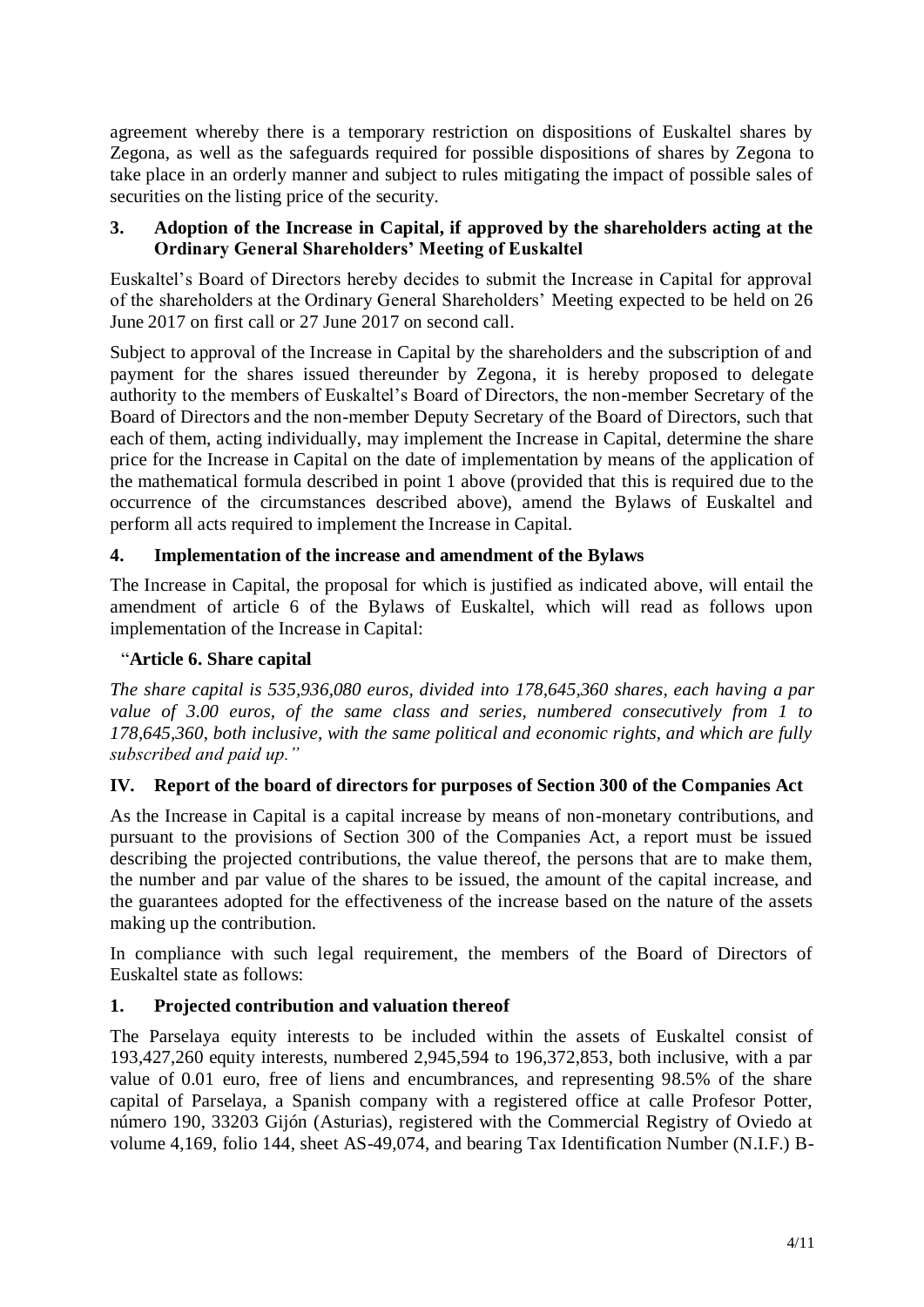agreement whereby there is a temporary restriction on dispositions of Euskaltel shares by Zegona, as well as the safeguards required for possible dispositions of shares by Zegona to take place in an orderly manner and subject to rules mitigating the impact of possible sales of securities on the listing price of the security.

### 3. Adoption of the Increase in Capital, if approved by the shareholders acting at the Ordinary General Shareholders' Meeting of Euskaltel

Euskaltel's Board of Directors hereby decides to submit the Increase in Capital for approval of the shareholders at the Ordinary General Shareholders' Meeting expected to be held on 26 June 2017 on first call or 27 June 2017 on second call.

Subject to approval of the Increase in Capital by the shareholders and the subscription of and payment for the shares issued thereunder by Zegona, it is hereby proposed to delegate authority to the members of Euskaltel's Board of Directors, the non-member Secretary of the Board of Directors and the non-member Deputy Secretary of the Board of Directors, such that each of them, acting individually, may implement the Increase in Capital, determine the share price for the Increase in Capital on the date of implementation by means of the application of the mathematical formula described in point 1 above (provided that this is required due to the occurrence of the circumstances described above), amend the Bylaws of Euskaltel and perform all acts required to implement the Increase in Capital.

### 4. Implementation of the increase and amendment of the Bylaws

The Increase in Capital, the proposal for which is justified as indicated above, will entail the amendment of article 6 of the Bylaws of Euskaltel, which will read as follows upon implementation of the Increase in Capital:

"**Article 6. Share capital**

*The share capital is 535,936,080 euros, divided into 178,645,360 shares, each having a par value of 3.00 euros, of the same class and series, numbered consecutively from 1 to 178,645,360, both inclusive, with the same political and economic rights, and which are fully subscribed and paid up."*

## IV. Report of the board of directors for purposes of Section 300 of the Companies Act

As the Increase in Capital is a capital increase by means of non-monetary contributions, and pursuant to the provisions of Section 300 of the Companies Act, a report must be issued describing the projected contributions, the value thereof, the persons that are to make them, the number and par value of the shares to be issued, the amount of the capital increase, and the guarantees adopted for the effectiveness of the increase based on the nature of the assets making up the contribution.

In compliance with such legal requirement, the members of the Board of Directors of Euskaltel state as follows:

### 1. Projected contribution and valuation thereof

The Parselaya equity interests to be included within the assets of Euskaltel consist of 193,427,260 equity interests, numbered 2,945,594 to 196,372,853, both inclusive, with a par value of 0.01 euro, free of liens and encumbrances, and representing 98.5% of the share capital of Parselaya, a Spanish company with a registered office at calle Profesor Potter, número 190, 33203 Gijón (Asturias), registered with the Commercial Registry of Oviedo at volume 4,169, folio 144, sheet AS-49,074, and bearing Tax Identification Number (N.I.F.) B-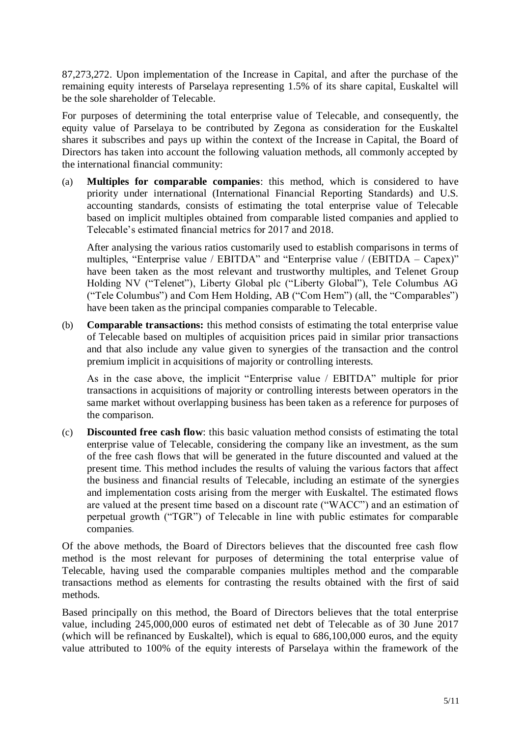87,273,272. Upon implementation of the Increase in Capital, and after the purchase of the remaining equity interests of Parselaya representing 1.5% of its share capital, Euskaltel will be the sole shareholder of Telecable.

For purposes of determining the total enterprise value of Telecable, and consequently, the equity value of Parselaya to be contributed by Zegona as consideration for the Euskaltel shares it subscribes and pays up within the context of the Increase in Capital, the Board of Directors has taken into account the following valuation methods, all commonly accepted by the international financial community:

(a) **Multiples for comparable companies**: this method, which is considered to have priority under international (International Financial Reporting Standards) and U.S. accounting standards, consists of estimating the total enterprise value of Telecable based on implicit multiples obtained from comparable listed companies and applied to Telecable's estimated financial metrics for 2017 and 2018.

After analysing the various ratios customarily used to establish comparisons in terms of multiples, "Enterprise value / EBITDA" and "Enterprise value / (EBITDA – Capex)" have been taken as the most relevant and trustworthy multiples, and Telenet Group Holding NV ("Telenet"), Liberty Global plc ("Liberty Global"), Tele Columbus AG ("Tele Columbus") and Com Hem Holding, AB ("Com Hem") (all, the "Comparables") have been taken as the principal companies comparable to Telecable.

(b) **Comparable transactions:** this method consists of estimating the total enterprise value of Telecable based on multiples of acquisition prices paid in similar prior transactions and that also include any value given to synergies of the transaction and the control premium implicit in acquisitions of majority or controlling interests.

As in the case above, the implicit "Enterprise value / EBITDA" multiple for prior transactions in acquisitions of majority or controlling interests between operators in the same market without overlapping business has been taken as a reference for purposes of the comparison.

(c) **Discounted free cash flow**: this basic valuation method consists of estimating the total enterprise value of Telecable, considering the company like an investment, as the sum of the free cash flows that will be generated in the future discounted and valued at the present time. This method includes the results of valuing the various factors that affect the business and financial results of Telecable, including an estimate of the synergies and implementation costs arising from the merger with Euskaltel. The estimated flows are valued at the present time based on a discount rate ("WACC") and an estimation of perpetual growth ("TGR") of Telecable in line with public estimates for comparable companies.

Of the above methods, the Board of Directors believes that the discounted free cash flow method is the most relevant for purposes of determining the total enterprise value of Telecable, having used the comparable companies multiples method and the comparable transactions method as elements for contrasting the results obtained with the first of said methods.

Based principally on this method, the Board of Directors believes that the total enterprise value, including 245,000,000 euros of estimated net debt of Telecable as of 30 June 2017 (which will be refinanced by Euskaltel), which is equal to 686,100,000 euros, and the equity value attributed to 100% of the equity interests of Parselaya within the framework of the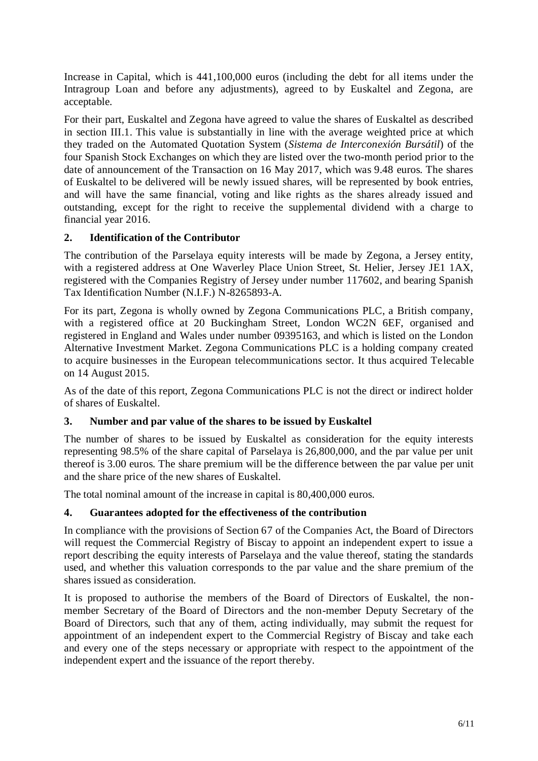Increase in Capital, which is 441,100,000 euros (including the debt for all items under the Intragroup Loan and before any adjustments), agreed to by Euskaltel and Zegona, are acceptable.

For their part, Euskaltel and Zegona have agreed to value the shares of Euskaltel as described in section III.1. This value is substantially in line with the average weighted price at which they traded on the Automated Quotation System (*Sistema de Interconexión Bursátil*) of the four Spanish Stock Exchanges on which they are listed over the two-month period prior to the date of announcement of the Transaction on 16 May 2017, which was 9.48 euros. The shares of Euskaltel to be delivered will be newly issued shares, will be represented by book entries, and will have the same financial, voting and like rights as the shares already issued and outstanding, except for the right to receive the supplemental dividend with a charge to financial year 2016.

## 2. Identification of the Contributor

The contribution of the Parselaya equity interests will be made by Zegona, a Jersey entity, with a registered address at One Waverley Place Union Street, St. Helier, Jersey JE1 1AX, registered with the Companies Registry of Jersey under number 117602, and bearing Spanish Tax Identification Number (N.I.F.) N-8265893-A.

For its part, Zegona is wholly owned by Zegona Communications PLC, a British company, with a registered office at 20 Buckingham Street, London WC2N 6EF, organised and registered in England and Wales under number 09395163, and which is listed on the London Alternative Investment Market. Zegona Communications PLC is a holding company created to acquire businesses in the European telecommunications sector. It thus acquired Telecable on 14 August 2015.

As of the date of this report, Zegona Communications PLC is not the direct or indirect holder of shares of Euskaltel.

## 3. Number and par value of the shares to be issued by Euskaltel

The number of shares to be issued by Euskaltel as consideration for the equity interests representing 98.5% of the share capital of Parselaya is 26,800,000, and the par value per unit thereof is 3.00 euros. The share premium will be the difference between the par value per unit and the share price of the new shares of Euskaltel.

The total nominal amount of the increase in capital is 80,400,000 euros.

## 4. Guarantees adopted for the effectiveness of the contribution

In compliance with the provisions of Section 67 of the Companies Act, the Board of Directors will request the Commercial Registry of Biscay to appoint an independent expert to issue a report describing the equity interests of Parselaya and the value thereof, stating the standards used, and whether this valuation corresponds to the par value and the share premium of the shares issued as consideration.

It is proposed to authorise the members of the Board of Directors of Euskaltel, the non-member Secretary of the Board of Directors and the non-member Deputy Secretary of the Board of Directors, such that any of them, acting individually, may submit the request for appointment of an independent expert to the Commercial Registry of Biscay and take each and every one of the steps necessary or appropriate with respect to the appointment of the independent expert and the issuance of the report thereby.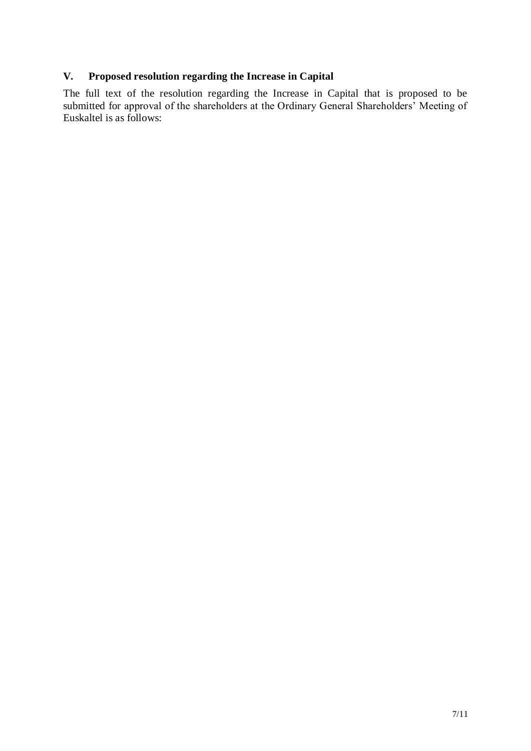## V. Proposed resolution regarding the Increase in Capital

The full text of the resolution regarding the Increase in Capital that is proposed to be submitted for approval of the shareholders at the Ordinary General Shareholders' Meeting of Euskaltel is as follows: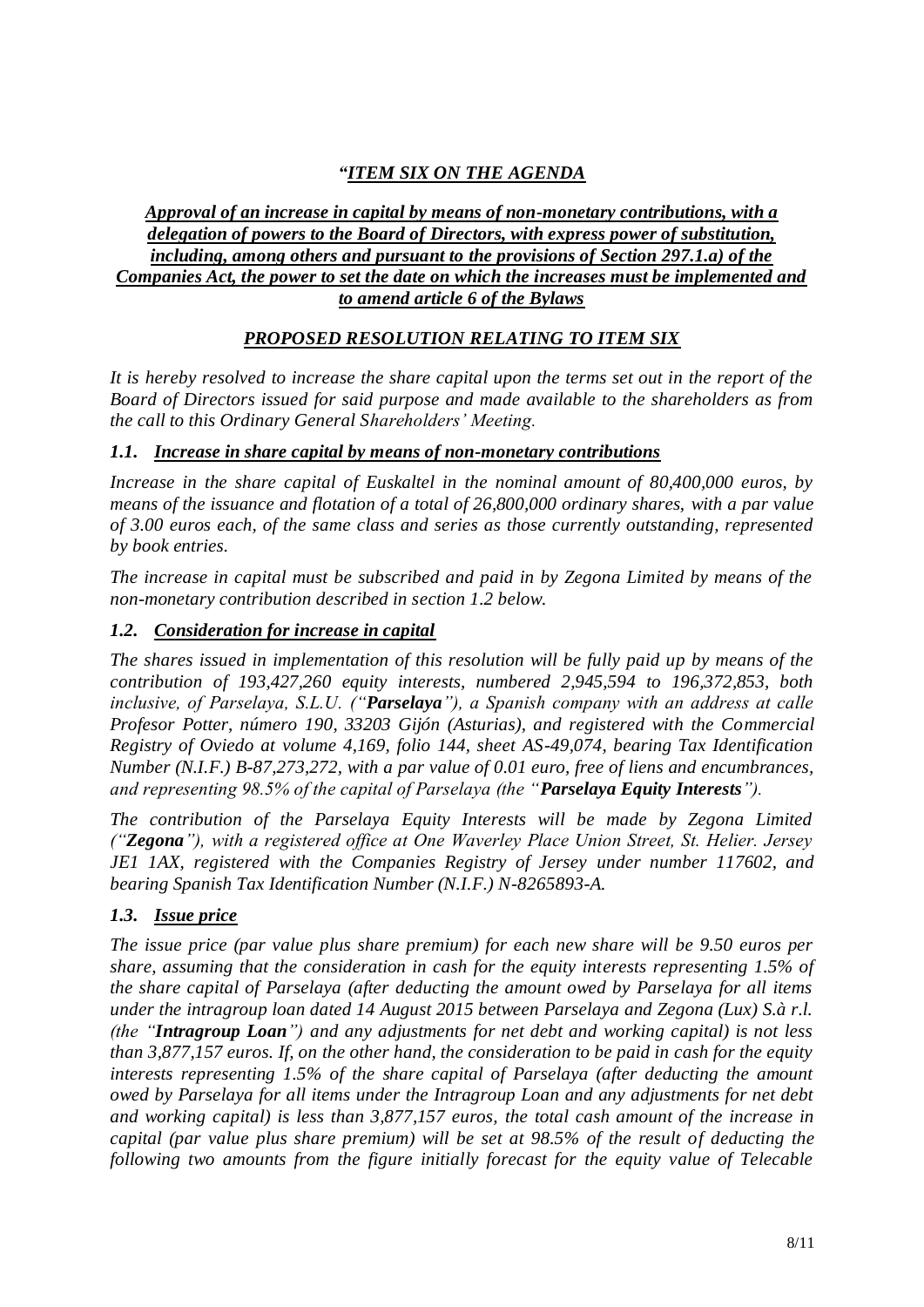*“ITEM SIX ON THE AGENDA*

***Approval of an increase in capital by means of non-monetary contributions, with a delegation of powers to the Board of Directors, with express power of substitution, including, among others and pursuant to the provisions of Section 297.1.a) of the Companies Act, the power to set the date on which the increases must be implemented and to amend article 6 of the Bylaws***

***PROPOSED RESOLUTION RELATING TO ITEM SIX***

*It is hereby resolved to increase the share capital upon the terms set out in the report of the Board of Directors issued for said purpose and made available to the shareholders as from the call to this Ordinary General Shareholders’ Meeting.*

***1.1. Increase in share capital by means of non-monetary contributions***

*Increase in the share capital of Euskaltel in the nominal amount of 80,400,000 euros, by means of the issuance and flotation of a total of 26,800,000 ordinary shares, with a par value of 3.00 euros each, of the same class and series as those currently outstanding, represented by book entries.*

*The increase in capital must be subscribed and paid in by Zegona Limited by means of the non-monetary contribution described in section 1.2 below.*

***1.2. Consideration for increase in capital***

*The shares issued in implementation of this resolution will be fully paid up by means of the contribution of 193,427,260 equity interests, numbered 2,945,594 to 196,372,853, both inclusive, of Parselaya, S.L.U. (“**Parselaya**”), a Spanish company with an address at calle Profesor Potter, número 190, 33203 Gijón (Asturias), and registered with the Commercial Registry of Oviedo at volume 4,169, folio 144, sheet AS-49,074, bearing Tax Identification Number (N.I.F.) B-87,273,272, with a par value of 0.01 euro, free of liens and encumbrances, and representing 98.5% of the capital of Parselaya (the “**Parselaya Equity Interests**”).*

*The contribution of the Parselaya Equity Interests will be made by Zegona Limited (“**Zegona**”), with a registered office at One Waverley Place Union Street, St. Helier. Jersey JE1 1AX, registered with the Companies Registry of Jersey under number 117602, and bearing Spanish Tax Identification Number (N.I.F.) N-8265893-A.*

***1.3. Issue price***

*The issue price (par value plus share premium) for each new share will be 9.50 euros per share, assuming that the consideration in cash for the equity interests representing 1.5% of the share capital of Parselaya (after deducting the amount owed by Parselaya for all items under the intragroup loan dated 14 August 2015 between Parselaya and Zegona (Lux) S.à r.l. (the “**Intragroup Loan**”) and any adjustments for net debt and working capital) is not less than 3,877,157 euros. If, on the other hand, the consideration to be paid in cash for the equity interests representing 1.5% of the share capital of Parselaya (after deducting the amount owed by Parselaya for all items under the Intragroup Loan and any adjustments for net debt and working capital) is less than 3,877,157 euros, the total cash amount of the increase in capital (par value plus share premium) will be set at 98.5% of the result of deducting the following two amounts from the figure initially forecast for the equity value of Telecable*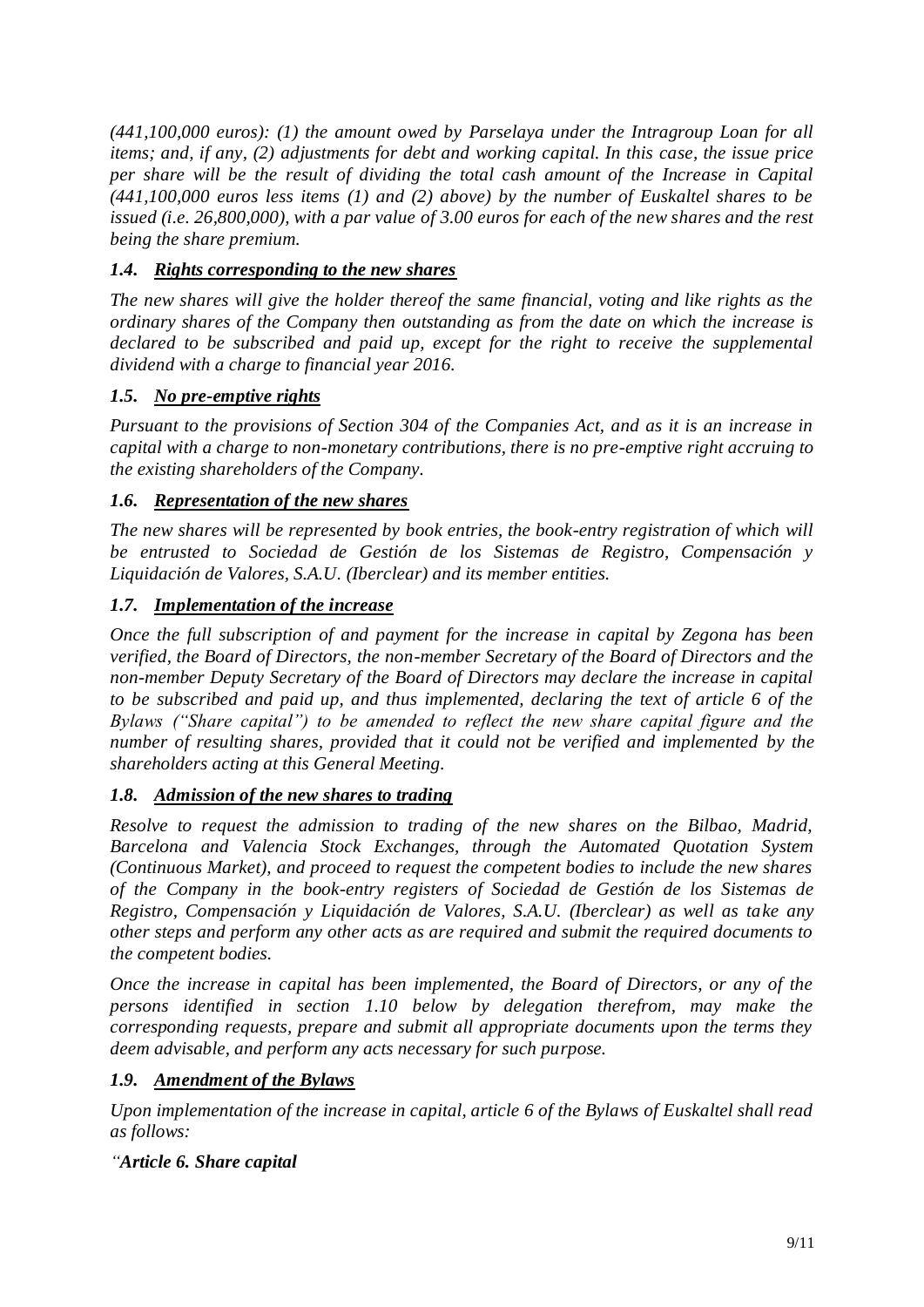*(441,100,000 euros): (1) the amount owed by Parselaya under the Intragroup Loan for all items; and, if any, (2) adjustments for debt and working capital. In this case, the issue price per share will be the result of dividing the total cash amount of the Increase in Capital (441,100,000 euros less items (1) and (2) above) by the number of Euskaltel shares to be issued (i.e. 26,800,000), with a par value of 3.00 euros for each of the new shares and the rest being the share premium.*

### *1.4. Rights corresponding to the new shares*

*The new shares will give the holder thereof the same financial, voting and like rights as the ordinary shares of the Company then outstanding as from the date on which the increase is declared to be subscribed and paid up, except for the right to receive the supplemental dividend with a charge to financial year 2016.*

### *1.5. No pre-emptive rights*

*Pursuant to the provisions of Section 304 of the Companies Act, and as it is an increase in capital with a charge to non-monetary contributions, there is no pre-emptive right accruing to the existing shareholders of the Company.*

### *1.6. Representation of the new shares*

*The new shares will be represented by book entries, the book-entry registration of which will be entrusted to Sociedad de Gestión de los Sistemas de Registro, Compensación y Liquidación de Valores, S.A.U. (Iberclear) and its member entities.*

### *1.7. Implementation of the increase*

*Once the full subscription of and payment for the increase in capital by Zegona has been verified, the Board of Directors, the non-member Secretary of the Board of Directors and the non-member Deputy Secretary of the Board of Directors may declare the increase in capital to be subscribed and paid up, and thus implemented, declaring the text of article 6 of the Bylaws ("Share capital") to be amended to reflect the new share capital figure and the number of resulting shares, provided that it could not be verified and implemented by the shareholders acting at this General Meeting.*

### *1.8. Admission of the new shares to trading*

*Resolve to request the admission to trading of the new shares on the Bilbao, Madrid, Barcelona and Valencia Stock Exchanges, through the Automated Quotation System (Continuous Market), and proceed to request the competent bodies to include the new shares of the Company in the book-entry registers of Sociedad de Gestión de los Sistemas de Registro, Compensación y Liquidación de Valores, S.A.U. (Iberclear) as well as take any other steps and perform any other acts as are required and submit the required documents to the competent bodies.*

*Once the increase in capital has been implemented, the Board of Directors, or any of the persons identified in section 1.10 below by delegation therefrom, may make the corresponding requests, prepare and submit all appropriate documents upon the terms they deem advisable, and perform any acts necessary for such purpose.*

### *1.9. Amendment of the Bylaws*

*Upon implementation of the increase in capital, article 6 of the Bylaws of Euskaltel shall read as follows:*

*"**Article 6. Share capital***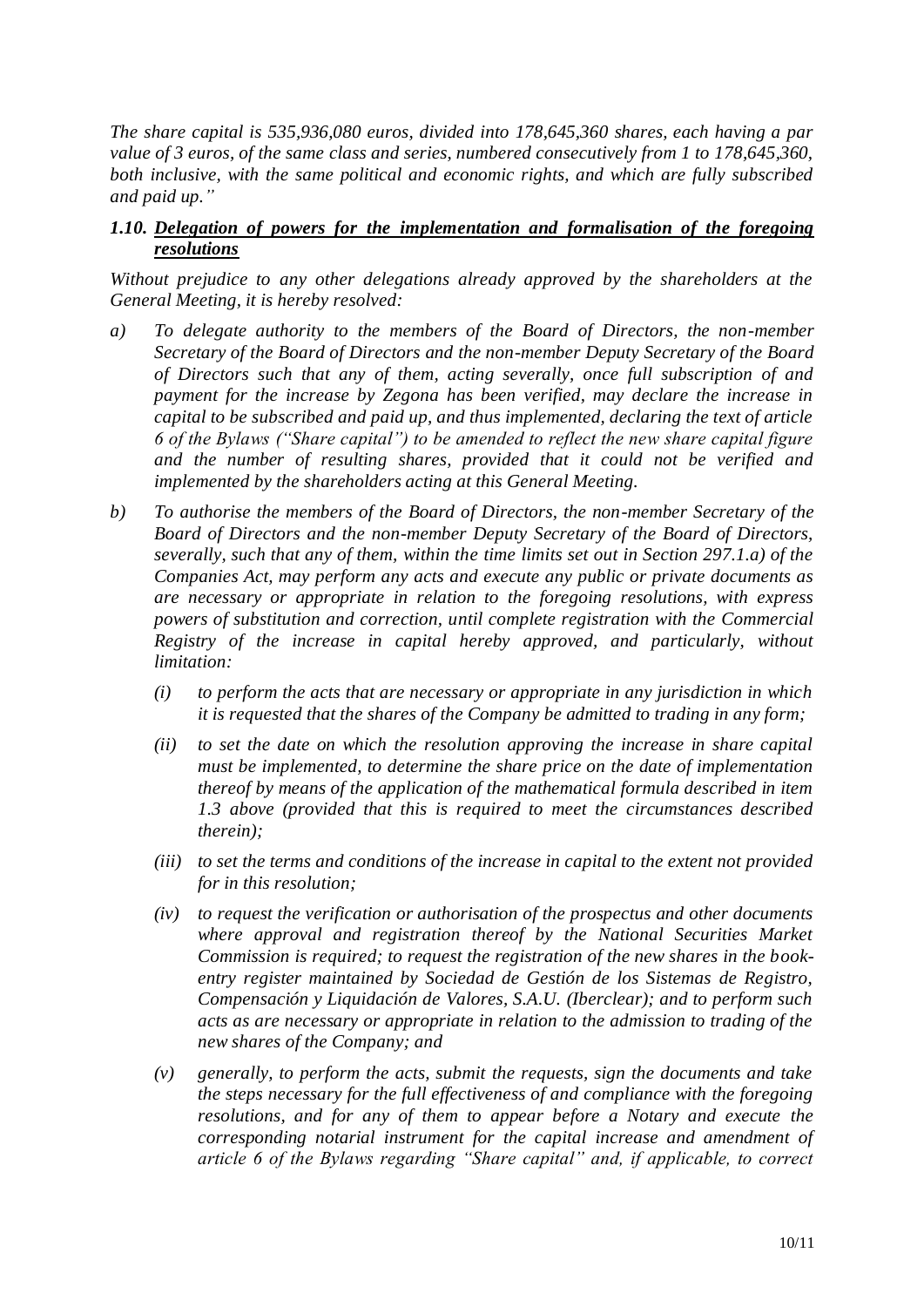*The share capital is 535,936,080 euros, divided into 178,645,360 shares, each having a par value of 3 euros, of the same class and series, numbered consecutively from 1 to 178,645,360, both inclusive, with the same political and economic rights, and which are fully subscribed and paid up."*

### *1.10. Delegation of powers for the implementation and formalisation of the foregoing resolutions*

*Without prejudice to any other delegations already approved by the shareholders at the General Meeting, it is hereby resolved:*

*a) To delegate authority to the members of the Board of Directors, the non-member Secretary of the Board of Directors and the non-member Deputy Secretary of the Board of Directors such that any of them, acting severally, once full subscription of and payment for the increase by Zegona has been verified, may declare the increase in capital to be subscribed and paid up, and thus implemented, declaring the text of article 6 of the Bylaws ("Share capital") to be amended to reflect the new share capital figure and the number of resulting shares, provided that it could not be verified and implemented by the shareholders acting at this General Meeting.*

*b) To authorise the members of the Board of Directors, the non-member Secretary of the Board of Directors and the non-member Deputy Secretary of the Board of Directors, severally, such that any of them, within the time limits set out in Section 297.1.a) of the Companies Act, may perform any acts and execute any public or private documents as are necessary or appropriate in relation to the foregoing resolutions, with express powers of substitution and correction, until complete registration with the Commercial Registry of the increase in capital hereby approved, and particularly, without limitation:*

   *(i) to perform the acts that are necessary or appropriate in any jurisdiction in which it is requested that the shares of the Company be admitted to trading in any form;*

   *(ii) to set the date on which the resolution approving the increase in share capital must be implemented, to determine the share price on the date of implementation thereof by means of the application of the mathematical formula described in item 1.3 above (provided that this is required to meet the circumstances described therein);*

   *(iii) to set the terms and conditions of the increase in capital to the extent not provided for in this resolution;*

   *(iv) to request the verification or authorisation of the prospectus and other documents where approval and registration thereof by the National Securities Market Commission is required; to request the registration of the new shares in the book-entry register maintained by Sociedad de Gestión de los Sistemas de Registro, Compensación y Liquidación de Valores, S.A.U. (Iberclear); and to perform such acts as are necessary or appropriate in relation to the admission to trading of the new shares of the Company; and*

   *(v) generally, to perform the acts, submit the requests, sign the documents and take the steps necessary for the full effectiveness of and compliance with the foregoing resolutions, and for any of them to appear before a Notary and execute the corresponding notarial instrument for the capital increase and amendment of article 6 of the Bylaws regarding "Share capital" and, if applicable, to correct*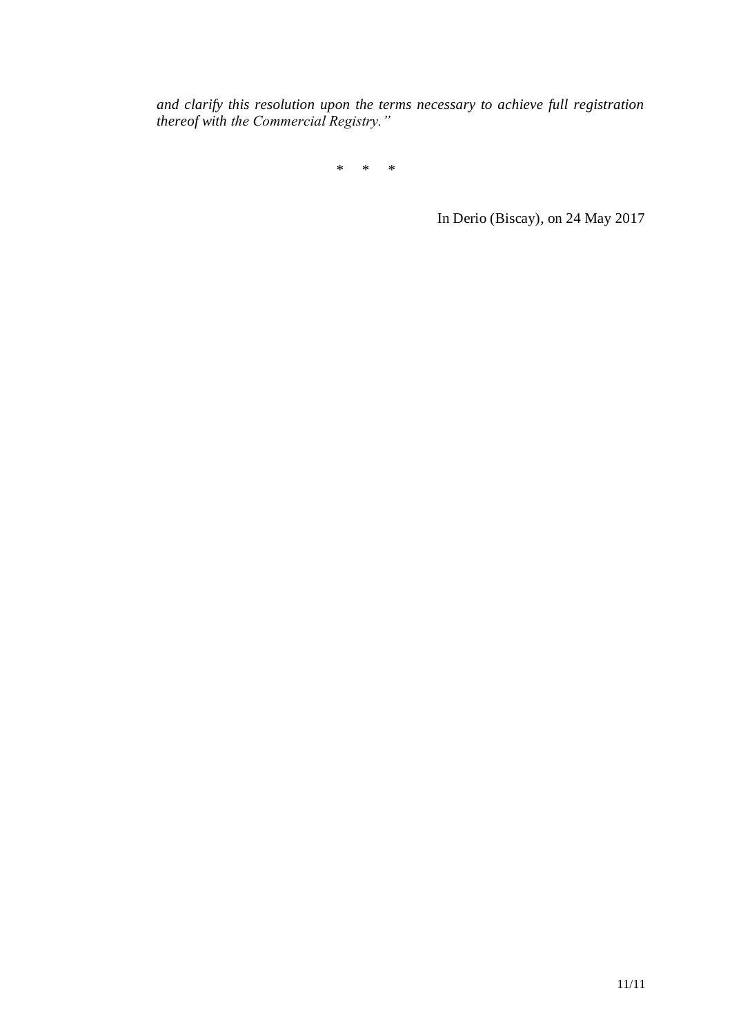*and clarify this resolution upon the terms necessary to achieve full registration thereof with the Commercial Registry."*

\* \* \*

In Derio (Biscay), on 24 May 2017